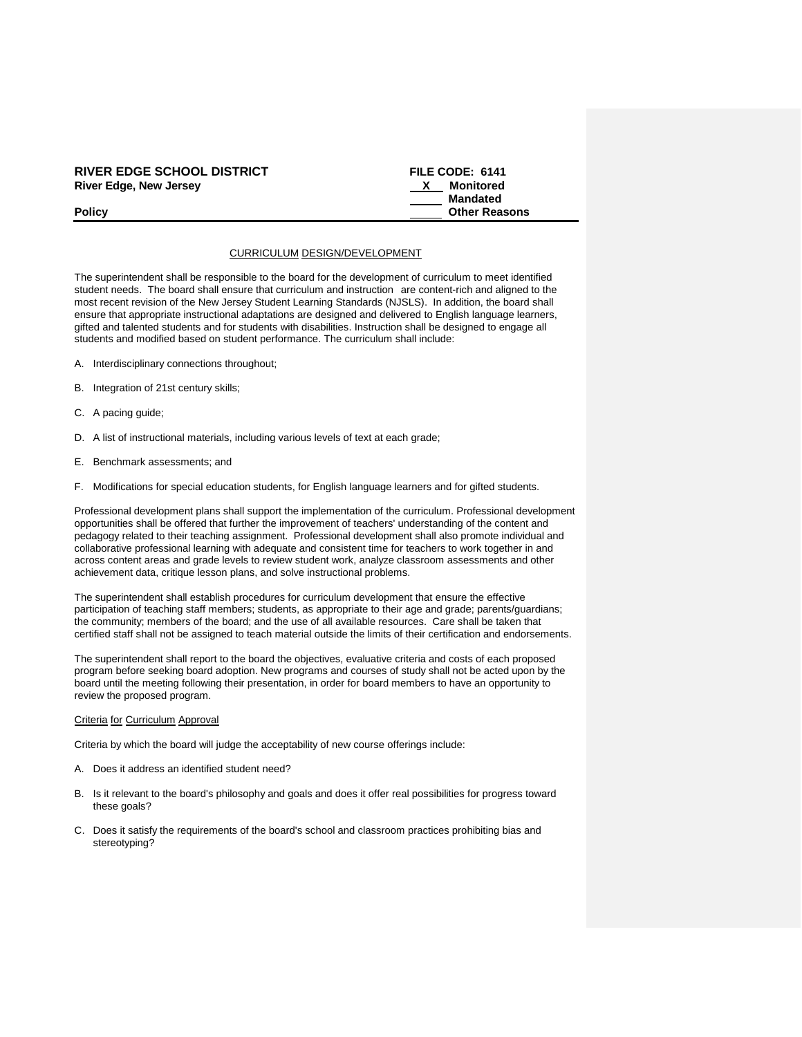**RIVER EDGE SCHOOL DISTRICT** | **FILE CODE: 6141**
**River Edge, New Jersey**

**X** Monitored
Mandated
Other Reasons

**Policy**

---

## CURRICULUM DESIGN/DEVELOPMENT

The superintendent shall be responsible to the board for the development of curriculum to meet identified student needs. The board shall ensure that curriculum and instruction are content-rich and aligned to the most recent revision of the New Jersey Student Learning Standards (NJSLS). In addition, the board shall ensure that appropriate instructional adaptations are designed and delivered to English language learners, gifted and talented students and for students with disabilities. Instruction shall be designed to engage all students and modified based on student performance. The curriculum shall include:

A. Interdisciplinary connections throughout;

B. Integration of 21st century skills;

C. A pacing guide;

D. A list of instructional materials, including various levels of text at each grade;

E. Benchmark assessments; and

F. Modifications for special education students, for English language learners and for gifted students.

Professional development plans shall support the implementation of the curriculum. Professional development opportunities shall be offered that further the improvement of teachers' understanding of the content and pedagogy related to their teaching assignment. Professional development shall also promote individual and collaborative professional learning with adequate and consistent time for teachers to work together in and across content areas and grade levels to review student work, analyze classroom assessments and other achievement data, critique lesson plans, and solve instructional problems.

The superintendent shall establish procedures for curriculum development that ensure the effective participation of teaching staff members; students, as appropriate to their age and grade; parents/guardians; the community; members of the board; and the use of all available resources. Care shall be taken that certified staff shall not be assigned to teach material outside the limits of their certification and endorsements.

The superintendent shall report to the board the objectives, evaluative criteria and costs of each proposed program before seeking board adoption. New programs and courses of study shall not be acted upon by the board until the meeting following their presentation, in order for board members to have an opportunity to review the proposed program.

### Criteria for Curriculum Approval

Criteria by which the board will judge the acceptability of new course offerings include:

A. Does it address an identified student need?

B. Is it relevant to the board's philosophy and goals and does it offer real possibilities for progress toward these goals?

C. Does it satisfy the requirements of the board's school and classroom practices prohibiting bias and stereotyping?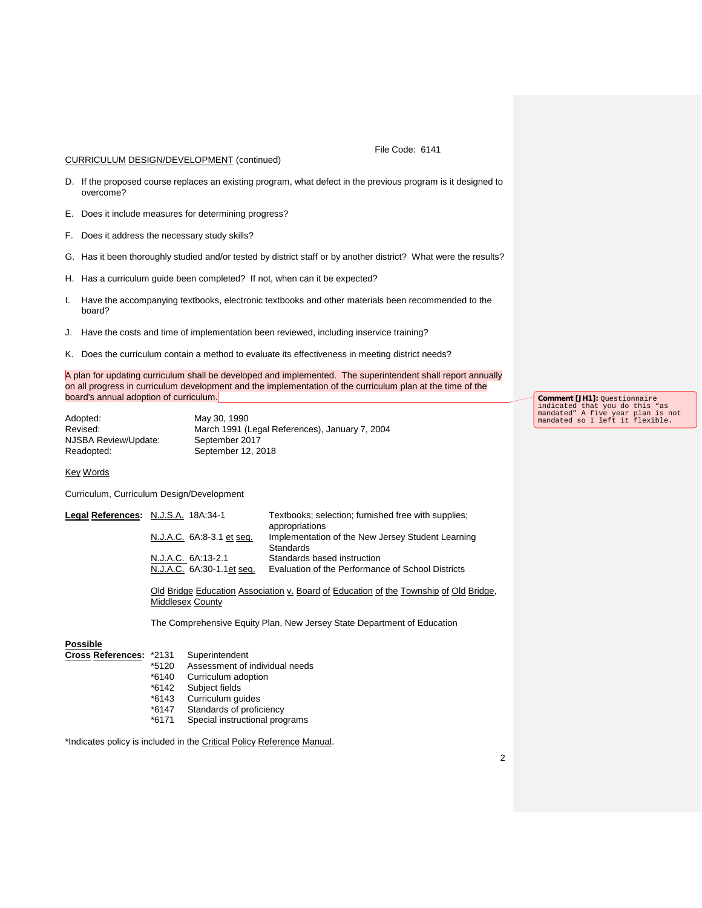File Code: 6141

CURRICULUM DESIGN/DEVELOPMENT (continued)

D. If the proposed course replaces an existing program, what defect in the previous program is it designed to overcome?

E. Does it include measures for determining progress?

F. Does it address the necessary study skills?

G. Has it been thoroughly studied and/or tested by district staff or by another district? What were the results?

H. Has a curriculum guide been completed? If not, when can it be expected?

I. Have the accompanying textbooks, electronic textbooks and other materials been recommended to the board?

J. Have the costs and time of implementation been reviewed, including inservice training?

K. Does the curriculum contain a method to evaluate its effectiveness in meeting district needs?

A plan for updating curriculum shall be developed and implemented. The superintendent shall report annually on all progress in curriculum development and the implementation of the curriculum plan at the time of the board's annual adoption of curriculum.

**Comment [JH1]:** Questionnaire indicated that you do this "as mandated" A five year plan is not mandated so I left it flexible.

| | |
|---|---|
| Adopted: | May 30, 1990 |
| Revised: | March 1991 (Legal References), January 7, 2004 |
| NJSBA Review/Update: | September 2017 |
| Readopted: | September 12, 2018 |

Key Words

Curriculum, Curriculum Design/Development

**Legal References:**

| | |
|---|---|
| N.J.S.A. 18A:34-1 | Textbooks; selection; furnished free with supplies; appropriations |
| N.J.A.C. 6A:8-3.1 et seq. | Implementation of the New Jersey Student Learning Standards |
| N.J.A.C. 6A:13-2.1 | Standards based instruction |
| N.J.A.C. 6A:30-1.1et seq. | Evaluation of the Performance of School Districts |

Old Bridge Education Association v. Board of Education of the Township of Old Bridge, Middlesex County

The Comprehensive Equity Plan, New Jersey State Department of Education

**Possible Cross References:**

| | |
|---|---|
| *2131 | Superintendent |
| *5120 | Assessment of individual needs |
| *6140 | Curriculum adoption |
| *6142 | Subject fields |
| *6143 | Curriculum guides |
| *6147 | Standards of proficiency |
| *6171 | Special instructional programs |

*Indicates policy is included in the Critical Policy Reference Manual.